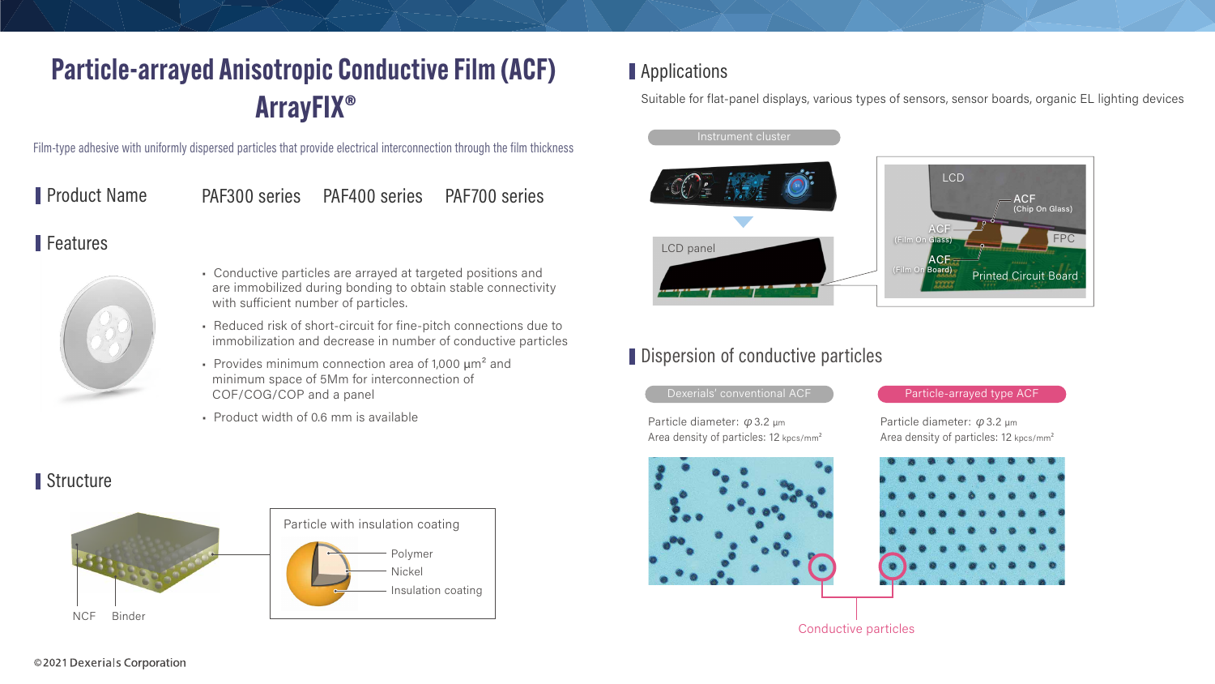# Particle-arrayed Anisotropic Conductive Film (ACF) ArrayFIX®

Film-type adhesive with uniformly dispersed particles that provide electrical interconnection through the film thickness

## Product Name

PAF300 series PAF400 series PAF700 series

## Features

- Conductive particles are arrayed at targeted positions and are immobilized during bonding to obtain stable connectivity with sufficient number of particles.
- Reduced risk of short-circuit for fine-pitch connections due to immobilization and decrease in number of conductive particles
- Provides minimum connection area of 1,000 μm² and minimum space of 5Mm for interconnection of COF/COG/COP and a panel
- Product width of 0.6 mm is available

## Structure

NCF Binder

Particle with insulation coating

Polymer

Nickel

Insulation coating

## Applications

Suitable for flat-panel displays, various types of sensors, sensor boards, organic EL lighting devices

Instrument cluster

LCD panel

LCD

ACF (Chip On Glass)

ACF (Film On Glass)

FPC

ACF (Film On Board)

Printed Circuit Board

## Dispersion of conductive particles

| Dexerials' conventional ACF | Particle-arrayed type ACF |
| --- | --- |
| Particle diameter: φ3.2 μm | Particle diameter: φ3.2 μm |
| Area density of particles: 12 kpcs/mm² | Area density of particles: 12 kpcs/mm² |

Conductive particles

©2021 Dexerials Corporation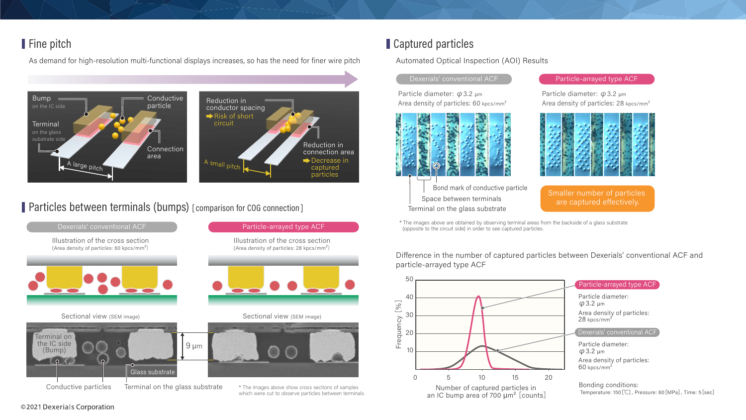## Fine pitch

As demand for high-resolution multi-functional displays increases, so has the need for finer wire pitch

Bump
on the IC side

Conductive particle

Terminal
on the glass substrate side

Connection area

A large pitch

Reduction in conductor spacing
➡ Risk of short circuit

Reduction in connection area
➡ Decrease in captured particles

A small pitch

## Particles between terminals (bumps) [comparison for COG connection]

**Dexerials' conventional ACF**

Illustration of the cross section
(Area density of particles: 60 kpcs/mm$^2$)

Sectional view (SEM image)

Terminal on the IC side (Bump)

9 µm

Glass substrate

Conductive particles

Terminal on the glass substrate

**Particle-arrayed type ACF**

Illustration of the cross section
(Area density of particles: 28 kpcs/mm$^2$)

Sectional view (SEM image)

\* The images above show cross sections of samples which were cut to observe particles between terminals.

## Captured particles

Automated Optical Inspection (AOI) Results

**Dexerials' conventional ACF**

Particle diameter: $\varphi$3.2 µm
Area density of particles: 60 kpcs/mm$^2$

Bond mark of conductive particle

Space between terminals

Terminal on the glass substrate

**Particle-arrayed type ACF**

Particle diameter: $\varphi$3.2 µm
Area density of particles: 28 kpcs/mm$^2$

Smaller number of particles are captured effectively.

\* The images above are obtained by observing terminal areas from the backside of a glass substrate (opposite to the circuit side) in order to see captured particles.

Difference in the number of captured particles between Dexerials' conventional ACF and particle-arrayed type ACF

Frequency [%]

Number of captured particles in an IC bump area of 700 µm$^2$ [counts]

**Particle-arrayed type ACF**
Particle diameter: $\varphi$3.2 µm
Area density of particles: 28 kpcs/mm$^2$

**Dexerials' conventional ACF**
Particle diameter: $\varphi$3.2 µm
Area density of particles: 60 kpcs/mm$^2$

Bonding conditions:
Temperature: 150 [℃], Pressure: 60 [MPa], Time: 5 [sec]

©2021 Dexerials Corporation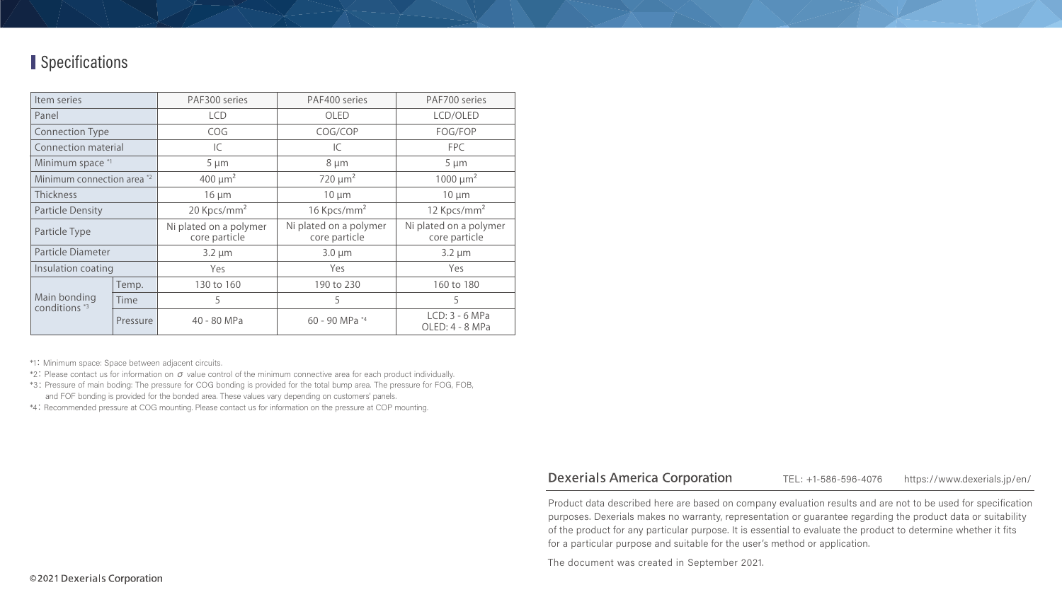## Specifications

| Item series | | PAF300 series | PAF400 series | PAF700 series |
|---|---|---|---|---|
| Panel | | LCD | OLED | LCD/OLED |
| Connection Type | | COG | COG/COP | FOG/FOP |
| Connection material | | IC | IC | FPC |
| Minimum space [*1] | | 5 μm | 8 μm | 5 μm |
| Minimum connection area [*2] | | 400 $\mu m^2$ | 720 $\mu m^2$ | 1000 $\mu m^2$ |
| Thickness | | 16 μm | 10 μm | 10 μm |
| Particle Density | | 20 Kpcs/$mm^2$ | 16 Kpcs/$mm^2$ | 12 Kpcs/$mm^2$ |
| Particle Type | | Ni plated on a polymer core particle | Ni plated on a polymer core particle | Ni plated on a polymer core particle |
| Particle Diameter | | 3.2 μm | 3.0 μm | 3.2 μm |
| Insulation coating | | Yes | Yes | Yes |
| Main bonding conditions [*3] | Temp. | 130 to 160 | 190 to 230 | 160 to 180 |
| | Time | 5 | 5 | 5 |
| | Pressure | 40 - 80 MPa | 60 - 90 MPa [*4] | LCD: 3 - 6 MPa<br>OLED: 4 - 8 MPa |

*1: Minimum space: Space between adjacent circuits.

*2: Please contact us for information on σ value control of the minimum connective area for each product individually.

*3: Pressure of main boding: The pressure for COG bonding is provided for the total bump area. The pressure for FOG, FOB, and FOF bonding is provided for the bonded area. These values vary depending on customers' panels.

*4: Recommended pressure at COG mounting. Please contact us for information on the pressure at COP mounting.

**Dexerials America Corporation** TEL: +1-586-596-4076 https://www.dexerials.jp/en/

Product data described here are based on company evaluation results and are not to be used for specification purposes. Dexerials makes no warranty, representation or guarantee regarding the product data or suitability of the product for any particular purpose. It is essential to evaluate the product to determine whether it fits for a particular purpose and suitable for the user's method or application.

The document was created in September 2021.

©2021 Dexerials Corporation